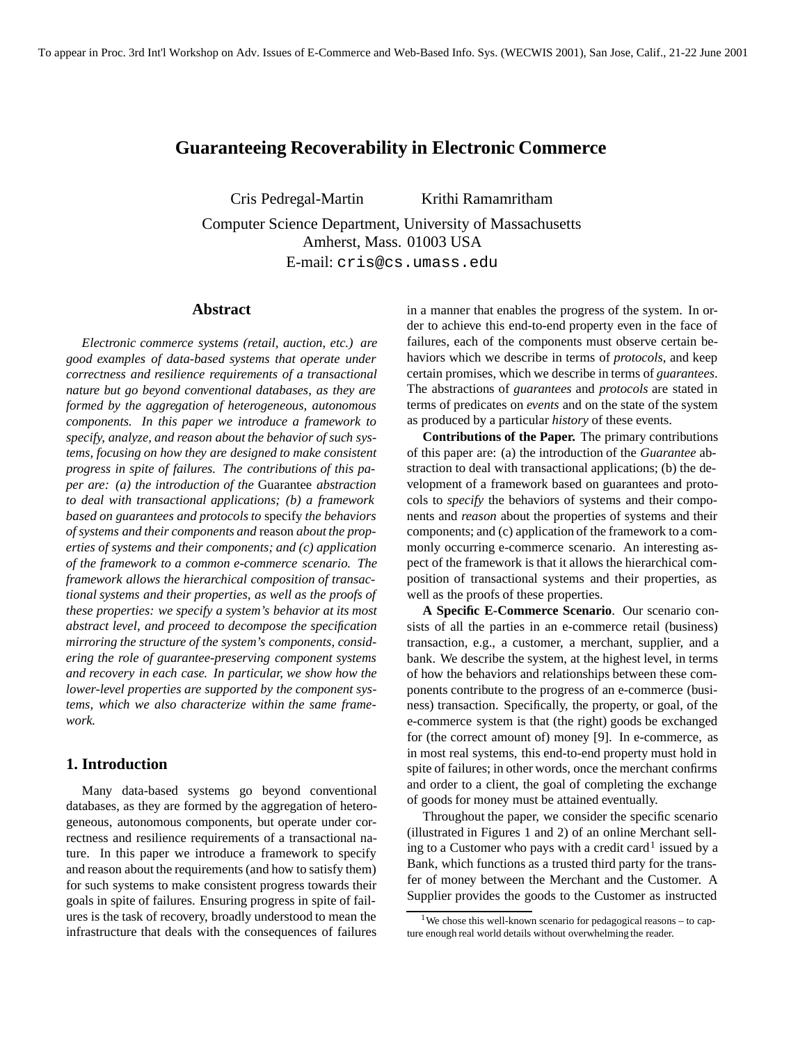To appear in Proc. 3rd Int'l Workshop on Adv. Issues of E-Commerce and Web-Based Info. Sys. (WECWIS 2001), San Jose, Calif., 21-22 June 2001

# Guaranteeing Recoverability in Electronic Commerce

Cris Pedregal-Martin Krithi Ramamritham

Computer Science Department, University of Massachusetts
Amherst, Mass. 01003 USA
E-mail: cris@cs.umass.edu

## Abstract

*Electronic commerce systems (retail, auction, etc.) are good examples of data-based systems that operate under correctness and resilience requirements of a transactional nature but go beyond conventional databases, as they are formed by the aggregation of heterogeneous, autonomous components. In this paper we introduce a framework to specify, analyze, and reason about the behavior of such systems, focusing on how they are designed to make consistent progress in spite of failures. The contributions of this paper are: (a) the introduction of the* Guarantee *abstraction to deal with transactional applications; (b) a framework based on guarantees and protocols to* specify *the behaviors of systems and their components and* reason *about the properties of systems and their components; and (c) application of the framework to a common e-commerce scenario. The framework allows the hierarchical composition of transactional systems and their properties, as well as the proofs of these properties: we specify a system's behavior at its most abstract level, and proceed to decompose the specification mirroring the structure of the system's components, considering the role of guarantee-preserving component systems and recovery in each case. In particular, we show how the lower-level properties are supported by the component systems, which we also characterize within the same framework.*

## 1. Introduction

Many data-based systems go beyond conventional databases, as they are formed by the aggregation of heterogeneous, autonomous components, but operate under correctness and resilience requirements of a transactional nature. In this paper we introduce a framework to specify and reason about the requirements (and how to satisfy them) for such systems to make consistent progress towards their goals in spite of failures. Ensuring progress in spite of failures is the task of recovery, broadly understood to mean the infrastructure that deals with the consequences of failures in a manner that enables the progress of the system. In order to achieve this end-to-end property even in the face of failures, each of the components must observe certain behaviors which we describe in terms of *protocols*, and keep certain promises, which we describe in terms of *guarantees*. The abstractions of *guarantees* and *protocols* are stated in terms of predicates on *events* and on the state of the system as produced by a particular *history* of these events.

**Contributions of the Paper.** The primary contributions of this paper are: (a) the introduction of the *Guarantee* abstraction to deal with transactional applications; (b) the development of a framework based on guarantees and protocols to *specify* the behaviors of systems and their components and *reason* about the properties of systems and their components; and (c) application of the framework to a commonly occurring e-commerce scenario. An interesting aspect of the framework is that it allows the hierarchical composition of transactional systems and their properties, as well as the proofs of these properties.

**A Specific E-Commerce Scenario**. Our scenario consists of all the parties in an e-commerce retail (business) transaction, e.g., a customer, a merchant, supplier, and a bank. We describe the system, at the highest level, in terms of how the behaviors and relationships between these components contribute to the progress of an e-commerce (business) transaction. Specifically, the property, or goal, of the e-commerce system is that (the right) goods be exchanged for (the correct amount of) money [9]. In e-commerce, as in most real systems, this end-to-end property must hold in spite of failures; in other words, once the merchant confirms and order to a client, the goal of completing the exchange of goods for money must be attained eventually.

Throughout the paper, we consider the specific scenario (illustrated in Figures 1 and 2) of an online Merchant selling to a Customer who pays with a credit card[1] issued by a Bank, which functions as a trusted third party for the transfer of money between the Merchant and the Customer. A Supplier provides the goods to the Customer as instructed

[1]We chose this well-known scenario for pedagogical reasons – to capture enough real world details without overwhelming the reader.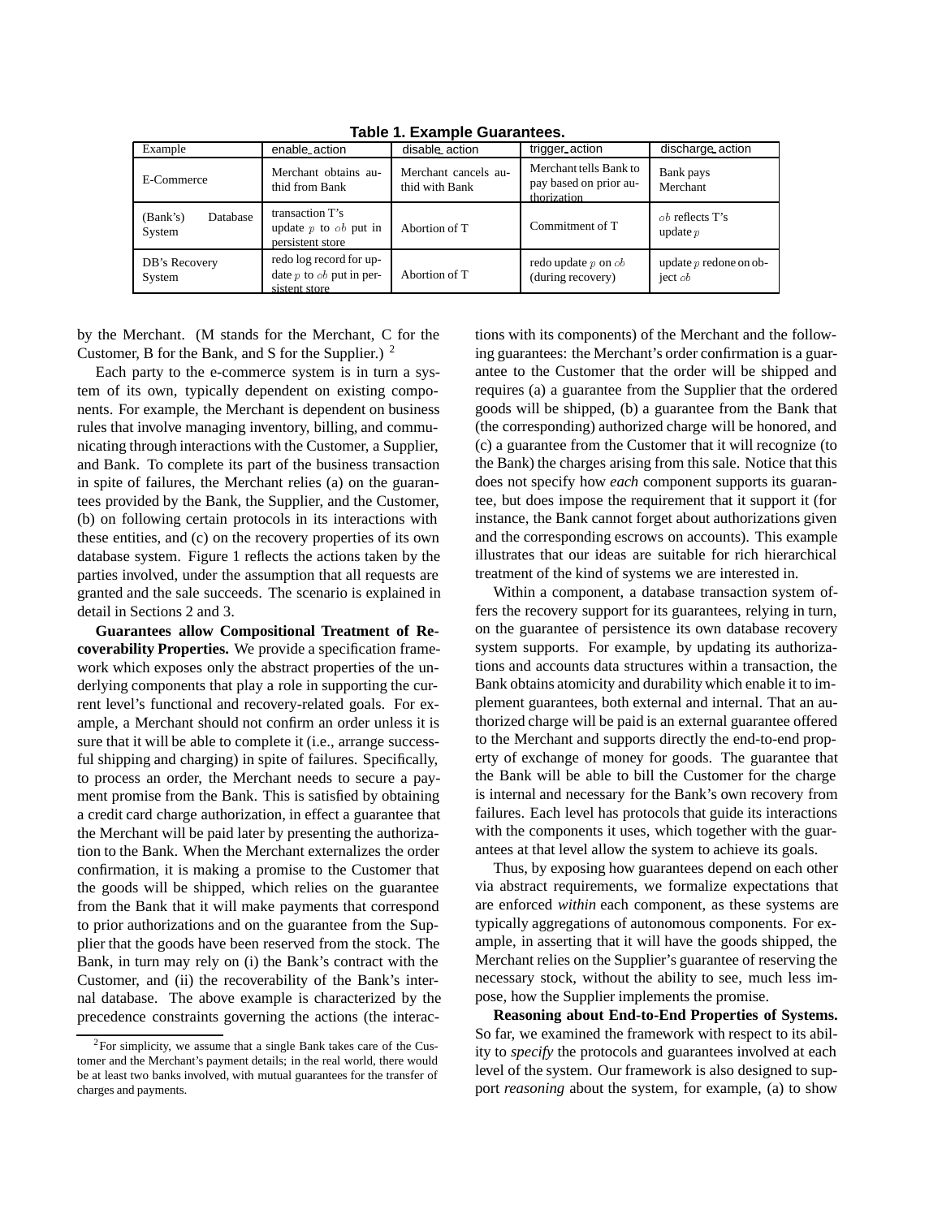**Table 1. Example Guarantees.**

| Example | enable_action | disable_action | trigger_action | discharge_action |
|---|---|---|---|---|
| E-Commerce | Merchant obtains authid from Bank | Merchant cancels authid with Bank | Merchant tells Bank to pay based on prior authorization | Bank pays Merchant |
| (Bank's) Database System | transaction T's update $p$ to $ob$ put in persistent store | Abortion of T | Commitment of T | $ob$ reflects T's update $p$ |
| DB's Recovery System | redo log record for update $p$ to $ob$ put in persistent store | Abortion of T | redo update $p$ on $ob$ (during recovery) | update $p$ redone on object $ob$ |

by the Merchant. (M stands for the Merchant, C for the Customer, B for the Bank, and S for the Supplier.) [2]

Each party to the e-commerce system is in turn a system of its own, typically dependent on existing components. For example, the Merchant is dependent on business rules that involve managing inventory, billing, and communicating through interactions with the Customer, a Supplier, and Bank. To complete its part of the business transaction in spite of failures, the Merchant relies (a) on the guarantees provided by the Bank, the Supplier, and the Customer, (b) on following certain protocols in its interactions with these entities, and (c) on the recovery properties of its own database system. Figure 1 reflects the actions taken by the parties involved, under the assumption that all requests are granted and the sale succeeds. The scenario is explained in detail in Sections 2 and 3.

**Guarantees allow Compositional Treatment of Recoverability Properties.** We provide a specification framework which exposes only the abstract properties of the underlying components that play a role in supporting the current level's functional and recovery-related goals. For example, a Merchant should not confirm an order unless it is sure that it will be able to complete it (i.e., arrange successful shipping and charging) in spite of failures. Specifically, to process an order, the Merchant needs to secure a payment promise from the Bank. This is satisfied by obtaining a credit card charge authorization, in effect a guarantee that the Merchant will be paid later by presenting the authorization to the Bank. When the Merchant externalizes the order confirmation, it is making a promise to the Customer that the goods will be shipped, which relies on the guarantee from the Bank that it will make payments that correspond to prior authorizations and on the guarantee from the Supplier that the goods have been reserved from the stock. The Bank, in turn may rely on (i) the Bank's contract with the Customer, and (ii) the recoverability of the Bank's internal database. The above example is characterized by the precedence constraints governing the actions (the interactions with its components) of the Merchant and the following guarantees: the Merchant's order confirmation is a guarantee to the Customer that the order will be shipped and requires (a) a guarantee from the Supplier that the ordered goods will be shipped, (b) a guarantee from the Bank that (the corresponding) authorized charge will be honored, and (c) a guarantee from the Customer that it will recognize (to the Bank) the charges arising from this sale. Notice that this does not specify how *each* component supports its guarantee, but does impose the requirement that it support it (for instance, the Bank cannot forget about authorizations given and the corresponding escrows on accounts). This example illustrates that our ideas are suitable for rich hierarchical treatment of the kind of systems we are interested in.

Within a component, a database transaction system offers the recovery support for its guarantees, relying in turn, on the guarantee of persistence its own database recovery system supports. For example, by updating its authorizations and accounts data structures within a transaction, the Bank obtains atomicity and durability which enable it to implement guarantees, both external and internal. That an authorized charge will be paid is an external guarantee offered to the Merchant and supports directly the end-to-end property of exchange of money for goods. The guarantee that the Bank will be able to bill the Customer for the charge is internal and necessary for the Bank's own recovery from failures. Each level has protocols that guide its interactions with the components it uses, which together with the guarantees at that level allow the system to achieve its goals.

Thus, by exposing how guarantees depend on each other via abstract requirements, we formalize expectations that are enforced *within* each component, as these systems are typically aggregations of autonomous components. For example, in asserting that it will have the goods shipped, the Merchant relies on the Supplier's guarantee of reserving the necessary stock, without the ability to see, much less impose, how the Supplier implements the promise.

**Reasoning about End-to-End Properties of Systems.** So far, we examined the framework with respect to its ability to *specify* the protocols and guarantees involved at each level of the system. Our framework is also designed to support *reasoning* about the system, for example, (a) to show

[2] For simplicity, we assume that a single Bank takes care of the Customer and the Merchant's payment details; in the real world, there would be at least two banks involved, with mutual guarantees for the transfer of charges and payments.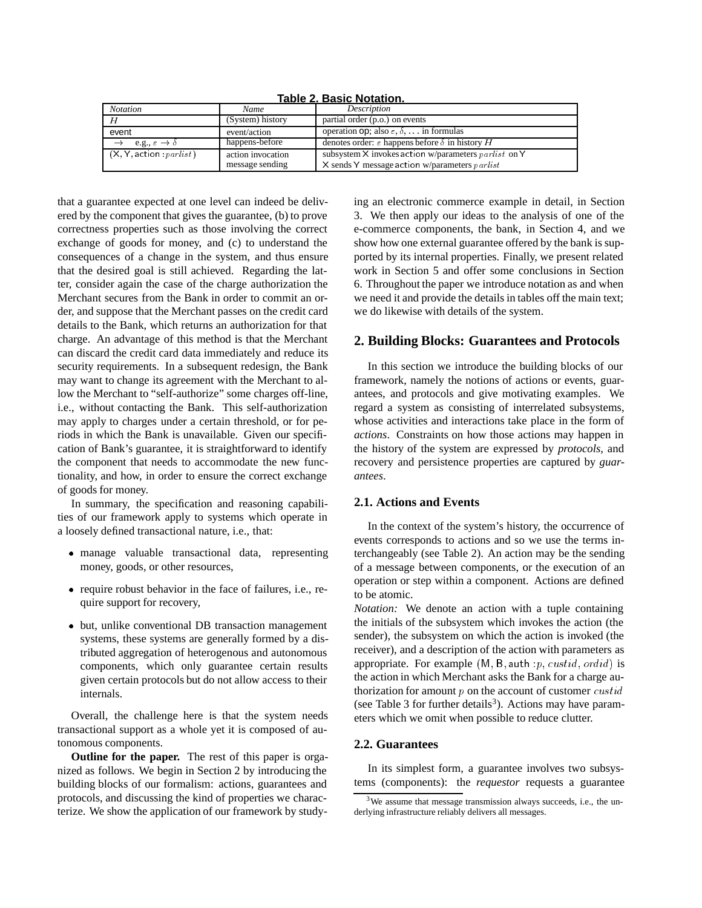**Table 2. Basic Notation.**

| *Notation* | *Name* | *Description* |
|---|---|---|
| $H$ | (System) history | partial order (p.o.) on events |
| event | event/action | operation op; also $\varepsilon, \delta, \ldots$ in formulas |
| $\rightarrow$ e.g., $\varepsilon \rightarrow \delta$ | happens-before | denotes order: $\varepsilon$ happens before $\delta$ in history $H$ |
| (X, Y, action : $parlist$) | action invocation<br>message sending | subsystem X invokes action w/parameters $parlist$ on Y<br>X sends Y message action w/parameters $parlist$ |

that a guarantee expected at one level can indeed be delivered by the component that gives the guarantee, (b) to prove correctness properties such as those involving the correct exchange of goods for money, and (c) to understand the consequences of a change in the system, and thus ensure that the desired goal is still achieved. Regarding the latter, consider again the case of the charge authorization the Merchant secures from the Bank in order to commit an order, and suppose that the Merchant passes on the credit card details to the Bank, which returns an authorization for that charge. An advantage of this method is that the Merchant can discard the credit card data immediately and reduce its security requirements. In a subsequent redesign, the Bank may want to change its agreement with the Merchant to allow the Merchant to "self-authorize" some charges off-line, i.e., without contacting the Bank. This self-authorization may apply to charges under a certain threshold, or for periods in which the Bank is unavailable. Given our specification of Bank's guarantee, it is straightforward to identify the component that needs to accommodate the new functionality, and how, in order to ensure the correct exchange of goods for money.

In summary, the specification and reasoning capabilities of our framework apply to systems which operate in a loosely defined transactional nature, i.e., that:

- manage valuable transactional data, representing money, goods, or other resources,
- require robust behavior in the face of failures, i.e., require support for recovery,
- but, unlike conventional DB transaction management systems, these systems are generally formed by a distributed aggregation of heterogenous and autonomous components, which only guarantee certain results given certain protocols but do not allow access to their internals.

Overall, the challenge here is that the system needs transactional support as a whole yet it is composed of autonomous components.

**Outline for the paper.** The rest of this paper is organized as follows. We begin in Section 2 by introducing the building blocks of our formalism: actions, guarantees and protocols, and discussing the kind of properties we characterize. We show the application of our framework by studying an electronic commerce example in detail, in Section 3. We then apply our ideas to the analysis of one of the e-commerce components, the bank, in Section 4, and we show how one external guarantee offered by the bank is supported by its internal properties. Finally, we present related work in Section 5 and offer some conclusions in Section 6. Throughout the paper we introduce notation as and when we need it and provide the details in tables off the main text; we do likewise with details of the system.

## 2. Building Blocks: Guarantees and Protocols

In this section we introduce the building blocks of our framework, namely the notions of actions or events, guarantees, and protocols and give motivating examples. We regard a system as consisting of interrelated subsystems, whose activities and interactions take place in the form of *actions*. Constraints on how those actions may happen in the history of the system are expressed by *protocols*, and recovery and persistence properties are captured by *guarantees*.

### 2.1. Actions and Events

In the context of the system's history, the occurrence of events corresponds to actions and so we use the terms interchangeably (see Table 2). An action may be the sending of a message between components, or the execution of an operation or step within a component. Actions are defined to be atomic.

*Notation:* We denote an action with a tuple containing the initials of the subsystem which invokes the action (the sender), the subsystem on which the action is invoked (the receiver), and a description of the action with parameters as appropriate. For example (M, B, auth : $p$, $custid$, $ordid$) is the action in which Merchant asks the Bank for a charge authorization for amount $p$ on the account of customer $custid$ (see Table 3 for further details[3]). Actions may have parameters which we omit when possible to reduce clutter.

### 2.2. Guarantees

In its simplest form, a guarantee involves two subsystems (components): the *requestor* requests a guarantee

[3]We assume that message transmission always succeeds, i.e., the underlying infrastructure reliably delivers all messages.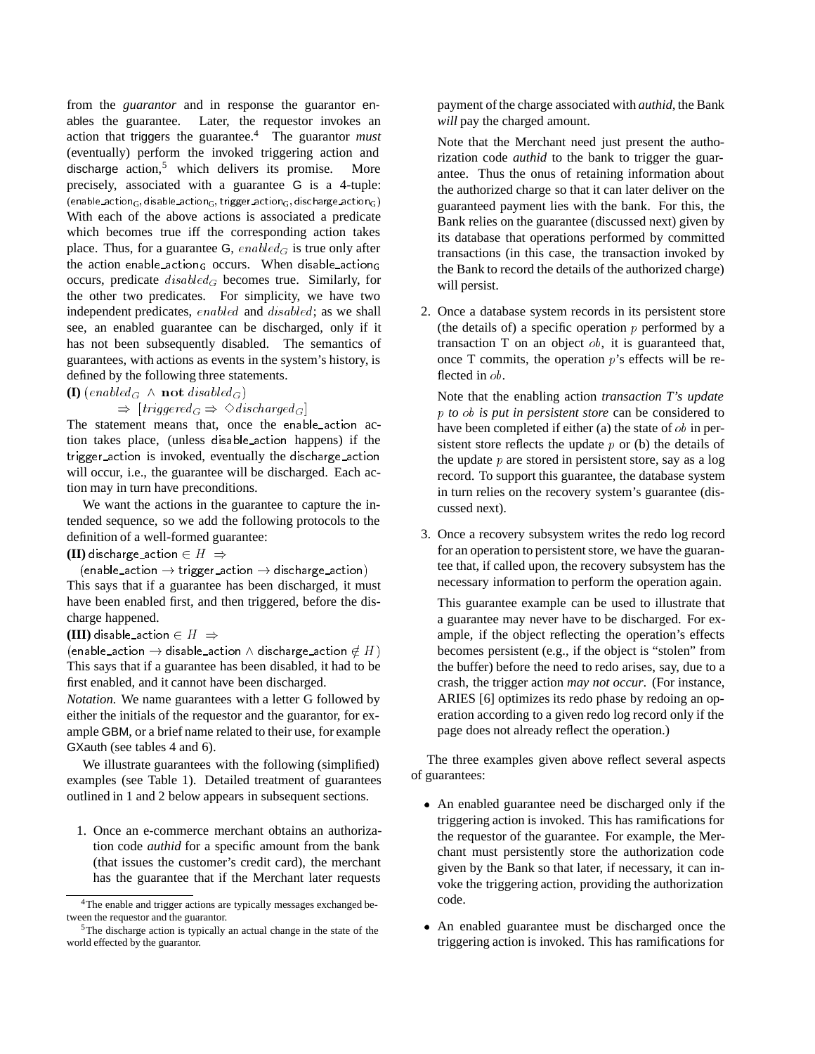from the *guarantor* and in response the guarantor enables the guarantee. Later, the requestor invokes an action that triggers the guarantee.[4] The guarantor *must* (eventually) perform the invoked triggering action and discharge action,[5] which delivers its promise. More precisely, associated with a guarantee G is a 4-tuple: $(\text{enable\_action}_G, \text{disable\_action}_G, \text{trigger\_action}_G, \text{discharge\_action}_G)$ With each of the above actions is associated a predicate which becomes true iff the corresponding action takes place. Thus, for a guarantee G, $enabled_G$ is true only after the action $\text{enable\_action}_G$ occurs. When $\text{disable\_action}_G$ occurs, predicate $disabled_G$ becomes true. Similarly, for the other two predicates. For simplicity, we have two independent predicates, $enabled$ and $disabled$; as we shall see, an enabled guarantee can be discharged, only if it has not been subsequently disabled. The semantics of guarantees, with actions as events in the system's history, is defined by the following three statements.

**(I)** $(enabled_G \wedge \textbf{not}\ disabled_G)$
$$\Rightarrow [triggered_G \Rightarrow \Diamond discharged_G]$$

The statement means that, once the enable_action action takes place, (unless disable_action happens) if the trigger_action is invoked, eventually the discharge_action will occur, i.e., the guarantee will be discharged. Each action may in turn have preconditions.

We want the actions in the guarantee to capture the intended sequence, so we add the following protocols to the definition of a well-formed guarantee:

**(II)** $\text{discharge\_action} \in H \Rightarrow$
$(\text{enable\_action} \rightarrow \text{trigger\_action} \rightarrow \text{discharge\_action})$

This says that if a guarantee has been discharged, it must have been enabled first, and then triggered, before the discharge happened.

**(III)** $\text{disable\_action} \in H \Rightarrow$
$(\text{enable\_action} \rightarrow \text{disable\_action} \wedge \text{discharge\_action} \notin H)$

This says that if a guarantee has been disabled, it had to be first enabled, and it cannot have been discharged.

*Notation.* We name guarantees with a letter G followed by either the initials of the requestor and the guarantor, for example GBM, or a brief name related to their use, for example GXauth (see tables 4 and 6).

We illustrate guarantees with the following (simplified) examples (see Table 1). Detailed treatment of guarantees outlined in 1 and 2 below appears in subsequent sections.

1. Once an e-commerce merchant obtains an authorization code *authid* for a specific amount from the bank (that issues the customer's credit card), the merchant has the guarantee that if the Merchant later requests payment of the charge associated with *authid*, the Bank *will* pay the charged amount.

   Note that the Merchant need just present the authorization code *authid* to the bank to trigger the guarantee. Thus the onus of retaining information about the authorized charge so that it can later deliver on the guaranteed payment lies with the bank. For this, the Bank relies on the guarantee (discussed next) given by its database that operations performed by committed transactions (in this case, the transaction invoked by the Bank to record the details of the authorized charge) will persist.

2. Once a database system records in its persistent store (the details of) a specific operation $p$ performed by a transaction T on an object $ob$, it is guaranteed that, once T commits, the operation $p$'s effects will be reflected in $ob$.

   Note that the enabling action *transaction T's update* $p$ *to* $ob$ *is put in persistent store* can be considered to have been completed if either (a) the state of $ob$ in persistent store reflects the update $p$ or (b) the details of the update $p$ are stored in persistent store, say as a log record. To support this guarantee, the database system in turn relies on the recovery system's guarantee (discussed next).

3. Once a recovery subsystem writes the redo log record for an operation to persistent store, we have the guarantee that, if called upon, the recovery subsystem has the necessary information to perform the operation again.

   This guarantee example can be used to illustrate that a guarantee may never have to be discharged. For example, if the object reflecting the operation's effects becomes persistent (e.g., if the object is "stolen" from the buffer) before the need to redo arises, say, due to a crash, the trigger action *may not occur*. (For instance, ARIES [6] optimizes its redo phase by redoing an operation according to a given redo log record only if the page does not already reflect the operation.)

The three examples given above reflect several aspects of guarantees:

- An enabled guarantee need be discharged only if the triggering action is invoked. This has ramifications for the requestor of the guarantee. For example, the Merchant must persistently store the authorization code given by the Bank so that later, if necessary, it can invoke the triggering action, providing the authorization code.

- An enabled guarantee must be discharged once the triggering action is invoked. This has ramifications for

[4] The enable and trigger actions are typically messages exchanged between the requestor and the guarantor.

[5] The discharge action is typically an actual change in the state of the world effected by the guarantor.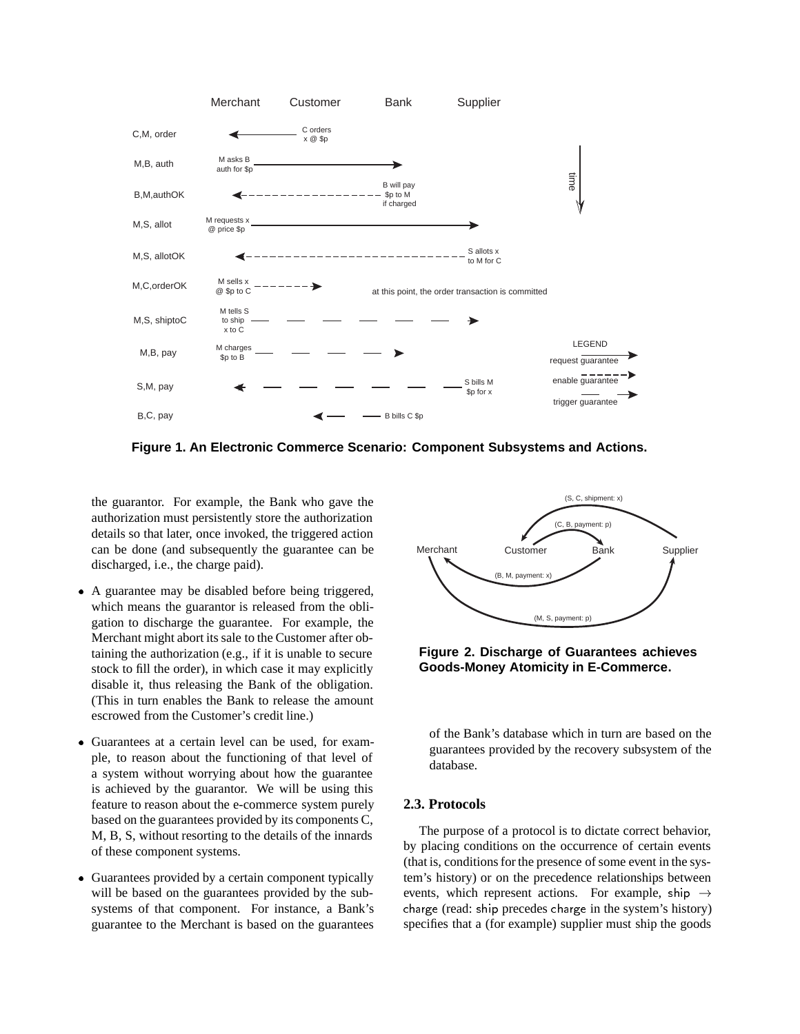**Figure 1. An Electronic Commerce Scenario: Component Subsystems and Actions.**

the guarantor. For example, the Bank who gave the authorization must persistently store the authorization details so that later, once invoked, the triggered action can be done (and subsequently the guarantee can be discharged, i.e., the charge paid).

- A guarantee may be disabled before being triggered, which means the guarantor is released from the obligation to discharge the guarantee. For example, the Merchant might abort its sale to the Customer after obtaining the authorization (e.g., if it is unable to secure stock to fill the order), in which case it may explicitly disable it, thus releasing the Bank of the obligation. (This in turn enables the Bank to release the amount escrowed from the Customer's credit line.)
- Guarantees at a certain level can be used, for example, to reason about the functioning of that level of a system without worrying about how the guarantee is achieved by the guarantor. We will be using this feature to reason about the e-commerce system purely based on the guarantees provided by its components C, M, B, S, without resorting to the details of the innards of these component systems.
- Guarantees provided by a certain component typically will be based on the guarantees provided by the subsystems of that component. For instance, a Bank's guarantee to the Merchant is based on the guarantees of the Bank's database which in turn are based on the guarantees provided by the recovery subsystem of the database.

**Figure 2. Discharge of Guarantees achieves Goods-Money Atomicity in E-Commerce.**

### 2.3. Protocols

The purpose of a protocol is to dictate correct behavior, by placing conditions on the occurrence of certain events (that is, conditions for the presence of some event in the system's history) or on the precedence relationships between events, which represent actions. For example, ship $\rightarrow$ charge (read: ship precedes charge in the system's history) specifies that a (for example) supplier must ship the goods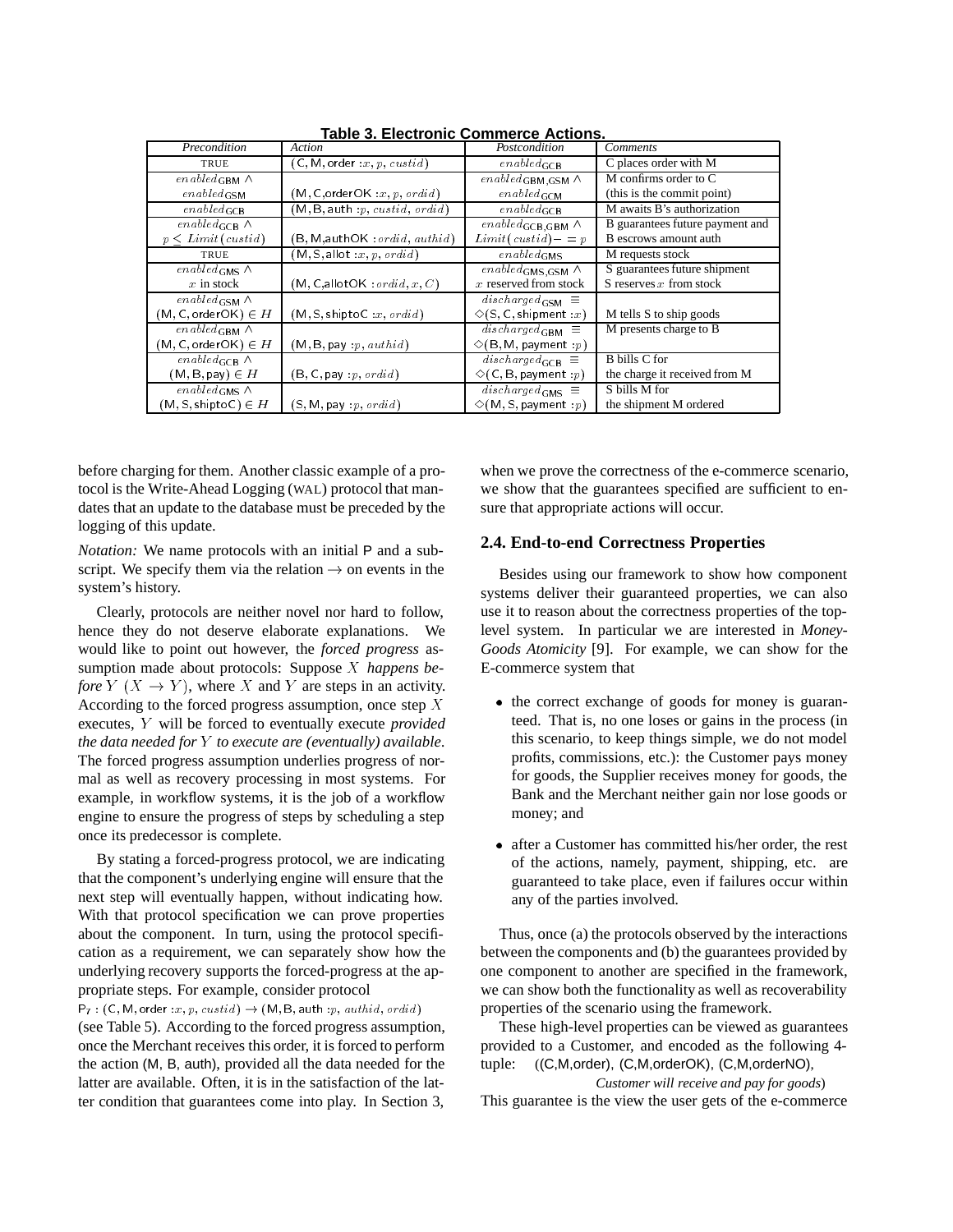**Table 3. Electronic Commerce Actions.**

| *Precondition* | *Action* | *Postcondition* | *Comments* |
|---|---|---|---|
| TRUE | (C, M, order $:x, p, custid$) | $enabled_{\mathsf{GCB}}$ | C places order with M |
| $enabled_{\mathsf{GBM}} \wedge$ $enabled_{\mathsf{GSM}}$ | (M, C,orderOK $:x, p, ordid$) | $enabled_{\mathsf{GBM,GSM}} \wedge$ $enabled_{\mathsf{GCM}}$ | M confirms order to C (this is the commit point) |
| $enabled_{\mathsf{GCB}}$ | (M, B, auth $:p, custid, ordid$) | $enabled_{\mathsf{GCB}}$ | M awaits B's authorization |
| $enabled_{\mathsf{GCB}} \wedge$ $p \leq Limit(custid)$ | (B, M,authOK $:ordid, authid$) | $enabled_{\mathsf{GCB,GBM}} \wedge$ $Limit(custid) -= p$ | B guarantees future payment and B escrows amount auth |
| TRUE | (M, S, allot $:x, p, ordid$) | $enabled_{\mathsf{GMS}}$ | M requests stock |
| $enabled_{\mathsf{GMS}} \wedge$ $x$ in stock | (M, C,allotOK $:ordid, x, C$) | $enabled_{\mathsf{GMS,GSM}} \wedge$ $x$ reserved from stock | S guarantees future shipment S reserves $x$ from stock |
| $enabled_{\mathsf{GSM}} \wedge$ (M, C, orderOK) $\in H$ | (M, S, shiptoC $:x, ordid$) | $discharged_{\mathsf{GSM}} \equiv$ $\diamond$(S, C, shipment $:x$) | M tells S to ship goods |
| $enabled_{\mathsf{GBM}} \wedge$ (M, C, orderOK) $\in H$ | (M, B, pay $:p, authid$) | $discharged_{\mathsf{GBM}} \equiv$ $\diamond$(B, M, payment $:p$) | M presents charge to B |
| $enabled_{\mathsf{GCB}} \wedge$ (M, B, pay) $\in H$ | (B, C, pay $:p, ordid$) | $discharged_{\mathsf{GCB}} \equiv$ $\diamond$(C, B, payment $:p$) | B bills C for the charge it received from M |
| $enabled_{\mathsf{GMS}} \wedge$ (M, S, shiptoC) $\in H$ | (S, M, pay $:p, ordid$) | $discharged_{\mathsf{GMS}} \equiv$ $\diamond$(M, S, payment $:p$) | S bills M for the shipment M ordered |

before charging for them. Another classic example of a protocol is the Write-Ahead Logging (WAL) protocol that mandates that an update to the database must be preceded by the logging of this update.

*Notation:* We name protocols with an initial P and a subscript. We specify them via the relation $\rightarrow$ on events in the system's history.

Clearly, protocols are neither novel nor hard to follow, hence they do not deserve elaborate explanations. We would like to point out however, the *forced progress* assumption made about protocols: Suppose $X$ *happens before* $Y$ $(X \rightarrow Y)$, where $X$ and $Y$ are steps in an activity. According to the forced progress assumption, once step $X$ executes, $Y$ will be forced to eventually execute *provided the data needed for* $Y$ *to execute are (eventually) available*. The forced progress assumption underlies progress of normal as well as recovery processing in most systems. For example, in workflow systems, it is the job of a workflow engine to ensure the progress of steps by scheduling a step once its predecessor is complete.

By stating a forced-progress protocol, we are indicating that the component's underlying engine will ensure that the next step will eventually happen, without indicating how. With that protocol specification we can prove properties about the component. In turn, using the protocol specification as a requirement, we can separately show how the underlying recovery supports the forced-progress at the appropriate steps. For example, consider protocol

$\mathsf{P}_7$ : (C, M, order $:x, p, custid$) $\rightarrow$ (M, B, auth $:p, authid, ordid$)

(see Table 5). According to the forced progress assumption, once the Merchant receives this order, it is forced to perform the action (M, B, auth), provided all the data needed for the latter are available. Often, it is in the satisfaction of the latter condition that guarantees come into play. In Section 3, when we prove the correctness of the e-commerce scenario, we show that the guarantees specified are sufficient to ensure that appropriate actions will occur.

### 2.4. End-to-end Correctness Properties

Besides using our framework to show how component systems deliver their guaranteed properties, we can also use it to reason about the correctness properties of the top-level system. In particular we are interested in *Money-Goods Atomicity* [9]. For example, we can show for the E-commerce system that

- the correct exchange of goods for money is guaranteed. That is, no one loses or gains in the process (in this scenario, to keep things simple, we do not model profits, commissions, etc.): the Customer pays money for goods, the Supplier receives money for goods, the Bank and the Merchant neither gain nor lose goods or money; and
- after a Customer has committed his/her order, the rest of the actions, namely, payment, shipping, etc. are guaranteed to take place, even if failures occur within any of the parties involved.

Thus, once (a) the protocols observed by the interactions between the components and (b) the guarantees provided by one component to another are specified in the framework, we can show both the functionality as well as recoverability properties of the scenario using the framework.

These high-level properties can be viewed as guarantees provided to a Customer, and encoded as the following 4-tuple: ((C,M,order), (C,M,orderOK), (C,M,orderNO), *Customer will receive and pay for goods*)

This guarantee is the view the user gets of the e-commerce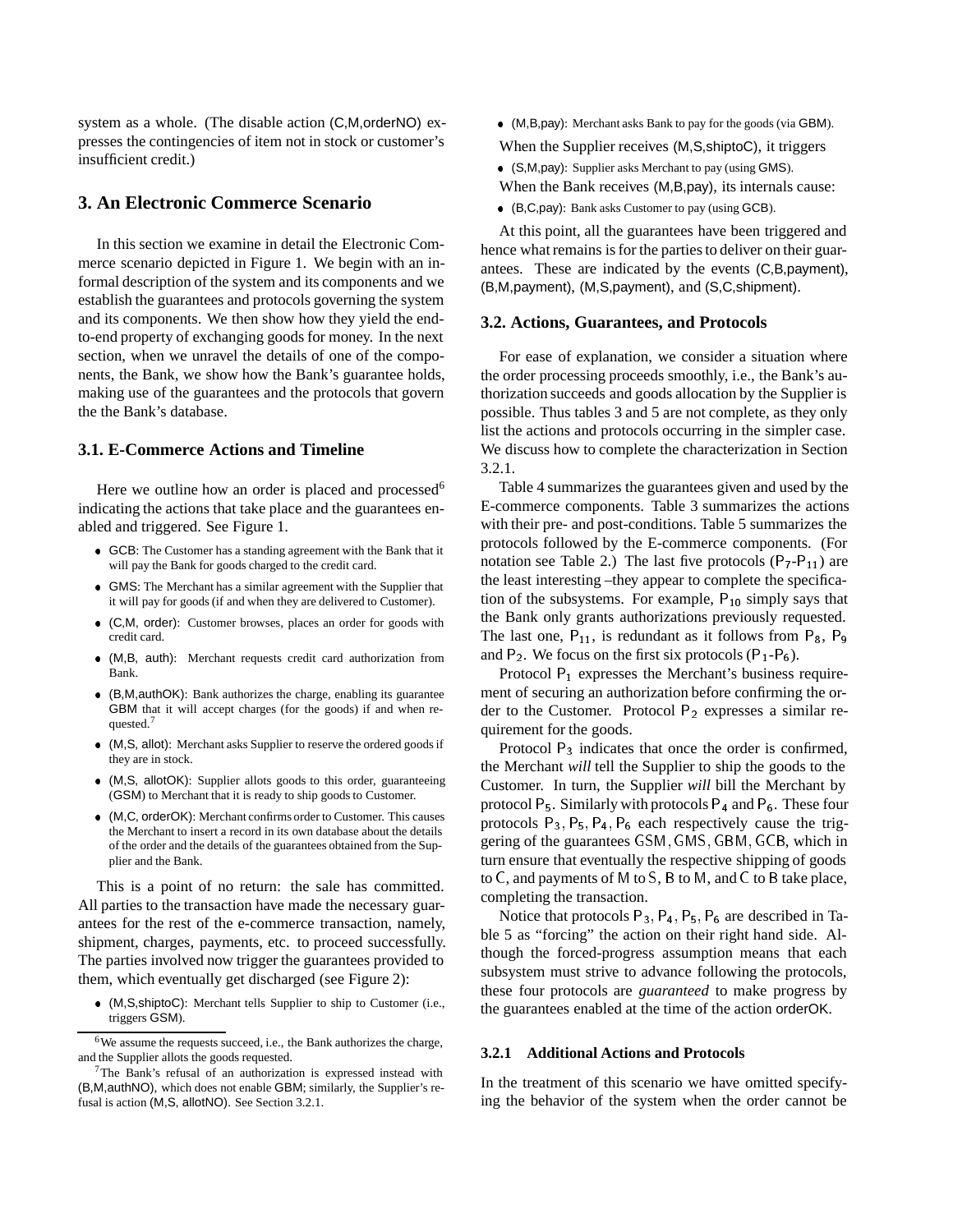system as a whole. (The disable action (C,M,orderNO) expresses the contingencies of item not in stock or customer's insufficient credit.)

## 3. An Electronic Commerce Scenario

In this section we examine in detail the Electronic Commerce scenario depicted in Figure 1. We begin with an informal description of the system and its components and we establish the guarantees and protocols governing the system and its components. We then show how they yield the end-to-end property of exchanging goods for money. In the next section, when we unravel the details of one of the components, the Bank, we show how the Bank's guarantee holds, making use of the guarantees and the protocols that govern the the Bank's database.

### 3.1. E-Commerce Actions and Timeline

Here we outline how an order is placed and processed[6] indicating the actions that take place and the guarantees enabled and triggered. See Figure 1.

- GCB: The Customer has a standing agreement with the Bank that it will pay the Bank for goods charged to the credit card.
- GMS: The Merchant has a similar agreement with the Supplier that it will pay for goods (if and when they are delivered to Customer).
- (C,M, order): Customer browses, places an order for goods with credit card.
- (M,B, auth): Merchant requests credit card authorization from Bank.
- (B,M,authOK): Bank authorizes the charge, enabling its guarantee GBM that it will accept charges (for the goods) if and when requested.[7]
- (M,S, allot): Merchant asks Supplier to reserve the ordered goods if they are in stock.
- (M,S, allotOK): Supplier allots goods to this order, guaranteeing (GSM) to Merchant that it is ready to ship goods to Customer.
- (M,C, orderOK): Merchant confirms order to Customer. This causes the Merchant to insert a record in its own database about the details of the order and the details of the guarantees obtained from the Supplier and the Bank.

This is a point of no return: the sale has committed. All parties to the transaction have made the necessary guarantees for the rest of the e-commerce transaction, namely, shipment, charges, payments, etc. to proceed successfully. The parties involved now trigger the guarantees provided to them, which eventually get discharged (see Figure 2):

- (M,S,shiptoC): Merchant tells Supplier to ship to Customer (i.e., triggers GSM).
- (M,B,pay): Merchant asks Bank to pay for the goods (via GBM).

When the Supplier receives (M,S,shiptoC), it triggers

- (S,M,pay): Supplier asks Merchant to pay (using GMS).

When the Bank receives (M,B,pay), its internals cause:

- (B,C,pay): Bank asks Customer to pay (using GCB).

At this point, all the guarantees have been triggered and hence what remains is for the parties to deliver on their guarantees. These are indicated by the events (C,B,payment), (B,M,payment), (M,S,payment), and (S,C,shipment).

[6] We assume the requests succeed, i.e., the Bank authorizes the charge, and the Supplier allots the goods requested.

[7] The Bank's refusal of an authorization is expressed instead with (B,M,authNO), which does not enable GBM; similarly, the Supplier's refusal is action (M,S, allotNO). See Section 3.2.1.

### 3.2. Actions, Guarantees, and Protocols

For ease of explanation, we consider a situation where the order processing proceeds smoothly, i.e., the Bank's authorization succeeds and goods allocation by the Supplier is possible. Thus tables 3 and 5 are not complete, as they only list the actions and protocols occurring in the simpler case. We discuss how to complete the characterization in Section 3.2.1.

Table 4 summarizes the guarantees given and used by the E-commerce components. Table 3 summarizes the actions with their pre- and post-conditions. Table 5 summarizes the protocols followed by the E-commerce components. (For notation see Table 2.) The last five protocols ($P_7$-$P_{11}$) are the least interesting –they appear to complete the specification of the subsystems. For example, $P_{10}$ simply says that the Bank only grants authorizations previously requested. The last one, $P_{11}$, is redundant as it follows from $P_8$, $P_9$ and $P_2$. We focus on the first six protocols ($P_1$-$P_6$).

Protocol $P_1$ expresses the Merchant's business requirement of securing an authorization before confirming the order to the Customer. Protocol $P_2$ expresses a similar requirement for the goods.

Protocol $P_3$ indicates that once the order is confirmed, the Merchant *will* tell the Supplier to ship the goods to the Customer. In turn, the Supplier *will* bill the Merchant by protocol $P_5$. Similarly with protocols $P_4$ and $P_6$. These four protocols $P_3, P_5, P_4, P_6$ each respectively cause the triggering of the guarantees GSM, GMS, GBM, GCB, which in turn ensure that eventually the respective shipping of goods to C, and payments of M to S, B to M, and C to B take place, completing the transaction.

Notice that protocols $P_3, P_4, P_5, P_6$ are described in Table 5 as "forcing" the action on their right hand side. Although the forced-progress assumption means that each subsystem must strive to advance following the protocols, these four protocols are *guaranteed* to make progress by the guarantees enabled at the time of the action orderOK.

#### 3.2.1 Additional Actions and Protocols

In the treatment of this scenario we have omitted specifying the behavior of the system when the order cannot be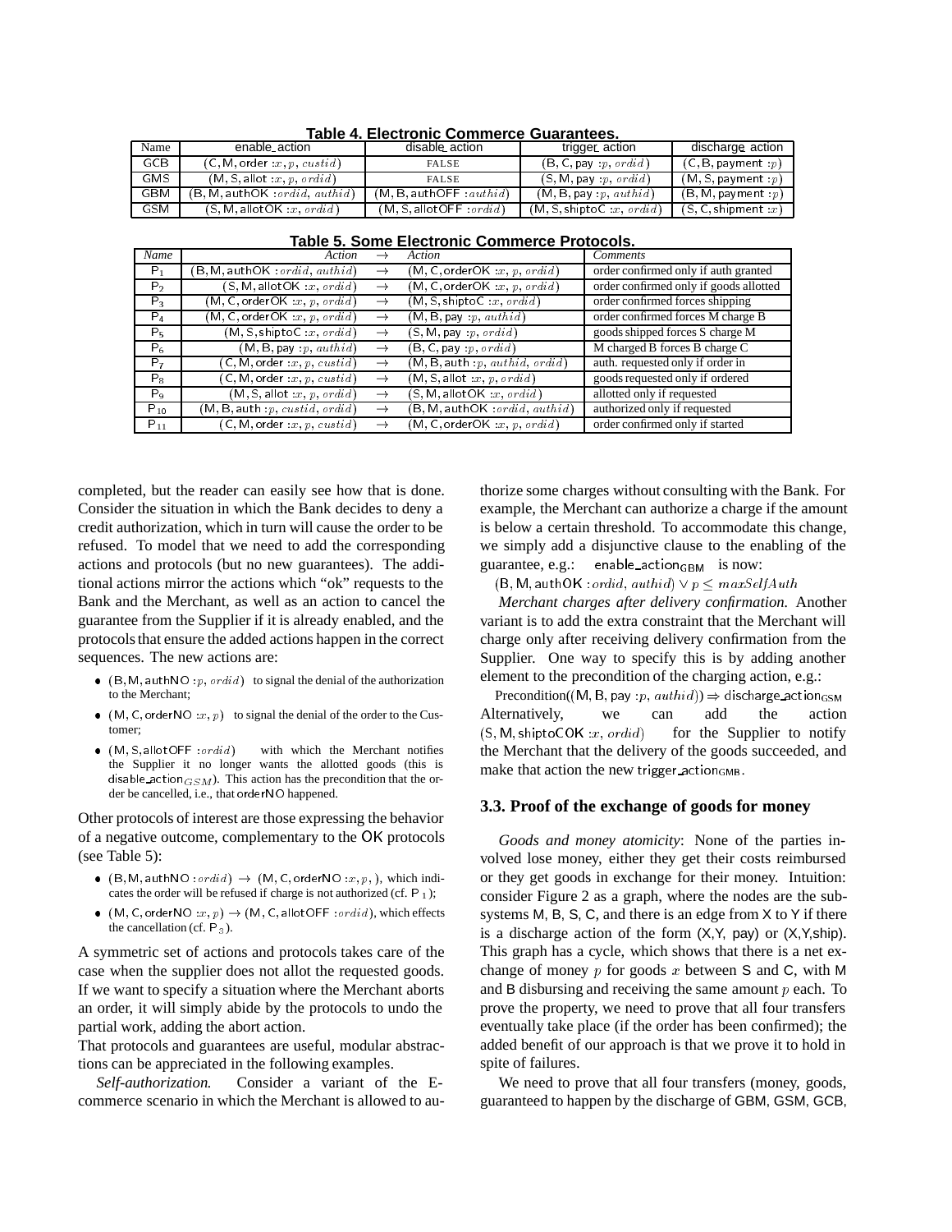**Table 4. Electronic Commerce Guarantees.**

| Name | enable_action | disable_action | trigger_action | discharge_action |
|---|---|---|---|---|
| GCB | (C, M, order $:x, p, custid$) | FALSE | (B, C, pay $:p, ordid$) | (C, B, payment $:p$) |
| GMS | (M, S, allot $:x, p, ordid$) | FALSE | (S, M, pay $:p, ordid$) | (M, S, payment $:p$) |
| GBM | (B, M, authOK $:ordid, authid$) | (M, B, authOFF $:authid$) | (M, B, pay $:p, authid$) | (B, M, payment $:p$) |
| GSM | (S, M, allotOK $:x, ordid$) | (M, S, allotOFF $:ordid$) | (M, S, shiptoC $:x, ordid$) | (S, C, shipment $:x$) |

**Table 5. Some Electronic Commerce Protocols.**

| *Name* | *Action* | $\rightarrow$ | *Action* | *Comments* |
|---|---|---|---|---|
| $P_1$ | (B, M, authOK $:ordid, authid$) | $\rightarrow$ | (M, C, orderOK $:x, p, ordid$) | order confirmed only if auth granted |
| $P_2$ | (S, M, allotOK $:x, ordid$) | $\rightarrow$ | (M, C, orderOK $:x, p, ordid$) | order confirmed only if goods allotted |
| $P_3$ | (M, C, orderOK $:x, p, ordid$) | $\rightarrow$ | (M, S, shiptoC $:x, ordid$) | order confirmed forces shipping |
| $P_4$ | (M, C, orderOK $:x, p, ordid$) | $\rightarrow$ | (M, B, pay $:p, authid$) | order confirmed forces M charge B |
| $P_5$ | (M, S, shiptoC $:x, ordid$) | $\rightarrow$ | (S, M, pay $:p, ordid$) | goods shipped forces S charge M |
| $P_6$ | (M, B, pay $:p, authid$) | $\rightarrow$ | (B, C, pay $:p, ordid$) | M charged B forces B charge C |
| $P_7$ | (C, M, order $:x, p, custid$) | $\rightarrow$ | (M, B, auth $:p, authid, ordid$) | auth. requested only if order in |
| $P_8$ | (C, M, order $:x, p, custid$) | $\rightarrow$ | (M, S, allot $:x, p, ordid$) | goods requested only if ordered |
| $P_9$ | (M, S, allot $:x, p, ordid$) | $\rightarrow$ | (S, M, allotOK $:x, ordid$) | allotted only if requested |
| $P_{10}$ | (M, B, auth $:p, custid, ordid$) | $\rightarrow$ | (B, M, authOK $:ordid, authid$) | authorized only if requested |
| $P_{11}$ | (C, M, order $:x, p, custid$) | $\rightarrow$ | (M, C, orderOK $:x, p, ordid$) | order confirmed only if started |

completed, but the reader can easily see how that is done. Consider the situation in which the Bank decides to deny a credit authorization, which in turn will cause the order to be refused. To model that we need to add the corresponding actions and protocols (but no new guarantees). The additional actions mirror the actions which "ok" requests to the Bank and the Merchant, as well as an action to cancel the guarantee from the Supplier if it is already enabled, and the protocols that ensure the added actions happen in the correct sequences. The new actions are:

- (B, M, authNO $:p, ordid$) to signal the denial of the authorization to the Merchant;
- (M, C, orderNO $:x, p$) to signal the denial of the order to the Customer;
- (M, S, allotOFF $:ordid$) with which the Merchant notifies the Supplier it no longer wants the allotted goods (this is disable_action$_{GSM}$). This action has the precondition that the order be cancelled, i.e., that orderNO happened.

Other protocols of interest are those expressing the behavior of a negative outcome, complementary to the OK protocols (see Table 5):

- (B, M, authNO $:ordid$) $\rightarrow$ (M, C, orderNO $:x, p,$ ), which indicates the order will be refused if charge is not authorized (cf. $P_1$);
- (M, C, orderNO $:x, p$) $\rightarrow$ (M, C, allotOFF $:ordid$), which effects the cancellation (cf. $P_3$).

A symmetric set of actions and protocols takes care of the case when the supplier does not allot the requested goods. If we want to specify a situation where the Merchant aborts an order, it will simply abide by the protocols to undo the partial work, adding the abort action.

That protocols and guarantees are useful, modular abstractions can be appreciated in the following examples.

*Self-authorization.* Consider a variant of the E-commerce scenario in which the Merchant is allowed to authorize some charges without consulting with the Bank. For example, the Merchant can authorize a charge if the amount is below a certain threshold. To accommodate this change, we simply add a disjunctive clause to the enabling of the guarantee, e.g.: enable_action$_{GBM}$ is now:

(B, M, authOK $:ordid, authid) \vee p \leq maxSelfAuth$

*Merchant charges after delivery confirmation.* Another variant is to add the extra constraint that the Merchant will charge only after receiving delivery confirmation from the Supplier. One way to specify this is by adding another element to the precondition of the charging action, e.g.:

Precondition((M, B, pay $:p, authid$)) $\Rightarrow$ discharge_action$_{GSM}$

Alternatively, we can add the action (S, M, shiptoCOK $:x, ordid$) for the Supplier to notify the Merchant that the delivery of the goods succeeded, and make that action the new trigger_action$_{GMB}$.

### 3.3. Proof of the exchange of goods for money

*Goods and money atomicity*: None of the parties involved lose money, either they get their costs reimbursed or they get goods in exchange for their money. Intuition: consider Figure 2 as a graph, where the nodes are the subsystems M, B, S, C, and there is an edge from X to Y if there is a discharge action of the form (X,Y, pay) or (X,Y,ship). This graph has a cycle, which shows that there is a net exchange of money $p$ for goods $x$ between S and C, with M and B disbursing and receiving the same amount $p$ each. To prove the property, we need to prove that all four transfers eventually take place (if the order has been confirmed); the added benefit of our approach is that we prove it to hold in spite of failures.

We need to prove that all four transfers (money, goods, guaranteed to happen by the discharge of GBM, GSM, GCB,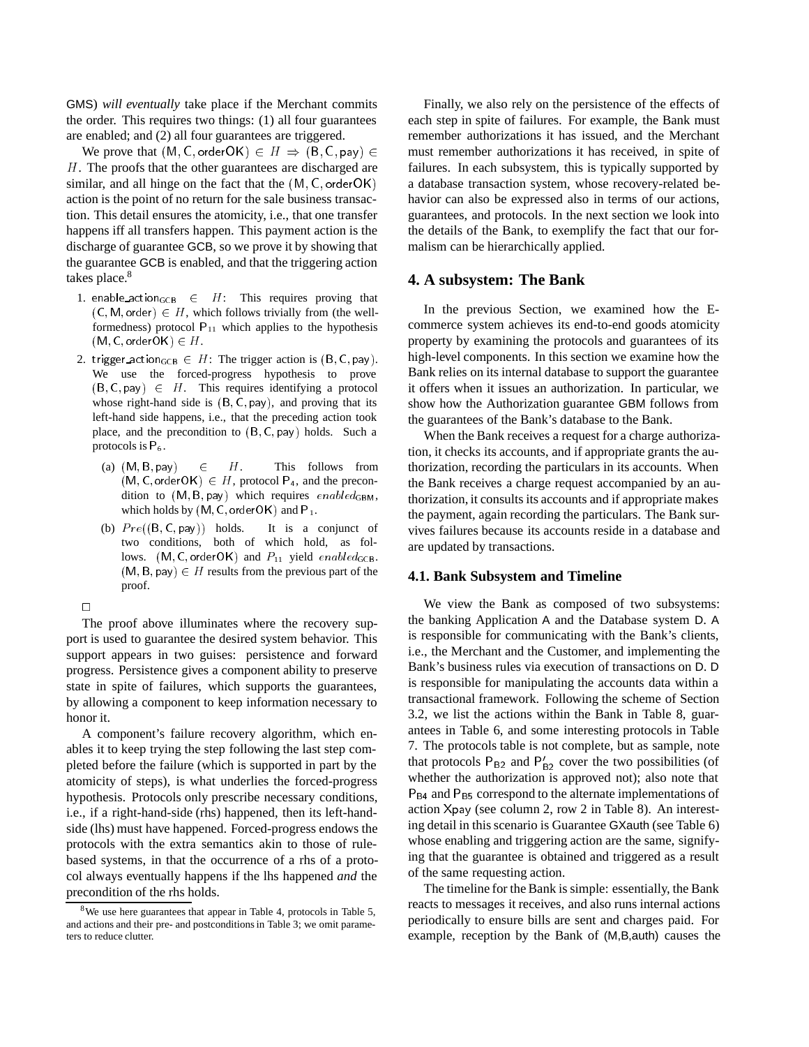GMS) *will eventually* take place if the Merchant commits the order. This requires two things: (1) all four guarantees are enabled; and (2) all four guarantees are triggered.

We prove that $(\mathsf{M}, \mathsf{C}, \mathsf{orderOK}) \in H \Rightarrow (\mathsf{B}, \mathsf{C}, \mathsf{pay}) \in H$. The proofs that the other guarantees are discharged are similar, and all hinge on the fact that the $(\mathsf{M}, \mathsf{C}, \mathsf{orderOK})$ action is the point of no return for the sale business transaction. This detail ensures the atomicity, i.e., that one transfer happens iff all transfers happen. This payment action is the discharge of guarantee GCB, so we prove it by showing that the guarantee GCB is enabled, and that the triggering action takes place.[8]

1. $\mathsf{enable\_action}_{\mathsf{GCB}} \in H$: This requires proving that $(\mathsf{C}, \mathsf{M}, \mathsf{order}) \in H$, which follows trivially from (the well-formedness) protocol $\mathsf{P}_{11}$ which applies to the hypothesis $(\mathsf{M}, \mathsf{C}, \mathsf{orderOK}) \in H$.
2. $\mathsf{trigger\_action}_{\mathsf{GCB}} \in H$: The trigger action is $(\mathsf{B}, \mathsf{C}, \mathsf{pay})$. We use the forced-progress hypothesis to prove $(\mathsf{B}, \mathsf{C}, \mathsf{pay}) \in H$. This requires identifying a protocol whose right-hand side is $(\mathsf{B}, \mathsf{C}, \mathsf{pay})$, and proving that its left-hand side happens, i.e., that the preceding action took place, and the precondition to $(\mathsf{B}, \mathsf{C}, \mathsf{pay})$ holds. Such a protocols is $\mathsf{P}_6$.
   (a) $(\mathsf{M}, \mathsf{B}, \mathsf{pay}) \in H$. This follows from $(\mathsf{M}, \mathsf{C}, \mathsf{orderOK}) \in H$, protocol $\mathsf{P}_4$, and the precondition to $(\mathsf{M}, \mathsf{B}, \mathsf{pay})$ which requires $enabled_{\mathsf{GBM}}$, which holds by $(\mathsf{M}, \mathsf{C}, \mathsf{orderOK})$ and $\mathsf{P}_1$.
   (b) $Pre((\mathsf{B}, \mathsf{C}, \mathsf{pay}))$ holds. It is a conjunct of two conditions, both of which hold, as follows. $(\mathsf{M}, \mathsf{C}, \mathsf{orderOK})$ and $P_{11}$ yield $enabled_{\mathsf{GCB}}$. $(\mathsf{M}, \mathsf{B}, \mathsf{pay}) \in H$ results from the previous part of the proof.

□

The proof above illuminates where the recovery support is used to guarantee the desired system behavior. This support appears in two guises: persistence and forward progress. Persistence gives a component ability to preserve state in spite of failures, which supports the guarantees, by allowing a component to keep information necessary to honor it.

A component's failure recovery algorithm, which enables it to keep trying the step following the last step completed before the failure (which is supported in part by the atomicity of steps), is what underlies the forced-progress hypothesis. Protocols only prescribe necessary conditions, i.e., if a right-hand-side (rhs) happened, then its left-hand-side (lhs) must have happened. Forced-progress endows the protocols with the extra semantics akin to those of rule-based systems, in that the occurrence of a rhs of a protocol always eventually happens if the lhs happened *and* the precondition of the rhs holds.

[8] We use here guarantees that appear in Table 4, protocols in Table 5, and actions and their pre- and postconditions in Table 3; we omit parameters to reduce clutter.

Finally, we also rely on the persistence of the effects of each step in spite of failures. For example, the Bank must remember authorizations it has issued, and the Merchant must remember authorizations it has received, in spite of failures. In each subsystem, this is typically supported by a database transaction system, whose recovery-related behavior can also be expressed also in terms of our actions, guarantees, and protocols. In the next section we look into the details of the Bank, to exemplify the fact that our formalism can be hierarchically applied.

## 4. A subsystem: The Bank

In the previous Section, we examined how the E-commerce system achieves its end-to-end goods atomicity property by examining the protocols and guarantees of its high-level components. In this section we examine how the Bank relies on its internal database to support the guarantee it offers when it issues an authorization. In particular, we show how the Authorization guarantee GBM follows from the guarantees of the Bank's database to the Bank.

When the Bank receives a request for a charge authorization, it checks its accounts, and if appropriate grants the authorization, recording the particulars in its accounts. When the Bank receives a charge request accompanied by an authorization, it consults its accounts and if appropriate makes the payment, again recording the particulars. The Bank survives failures because its accounts reside in a database and are updated by transactions.

### 4.1. Bank Subsystem and Timeline

We view the Bank as composed of two subsystems: the banking Application A and the Database system D. A is responsible for communicating with the Bank's clients, i.e., the Merchant and the Customer, and implementing the Bank's business rules via execution of transactions on D. D is responsible for manipulating the accounts data within a transactional framework. Following the scheme of Section 3.2, we list the actions within the Bank in Table 8, guarantees in Table 6, and some interesting protocols in Table 7. The protocols table is not complete, but as sample, note that protocols $\mathsf{P}_{\mathsf{B2}}$ and $\mathsf{P}'_{\mathsf{B2}}$ cover the two possibilities (of whether the authorization is approved not); also note that $\mathsf{P}_{\mathsf{B4}}$ and $\mathsf{P}_{\mathsf{B5}}$ correspond to the alternate implementations of action Xpay (see column 2, row 2 in Table 8). An interesting detail in this scenario is Guarantee GXauth (see Table 6) whose enabling and triggering action are the same, signifying that the guarantee is obtained and triggered as a result of the same requesting action.

The timeline for the Bank is simple: essentially, the Bank reacts to messages it receives, and also runs internal actions periodically to ensure bills are sent and charges paid. For example, reception by the Bank of (M,B,auth) causes the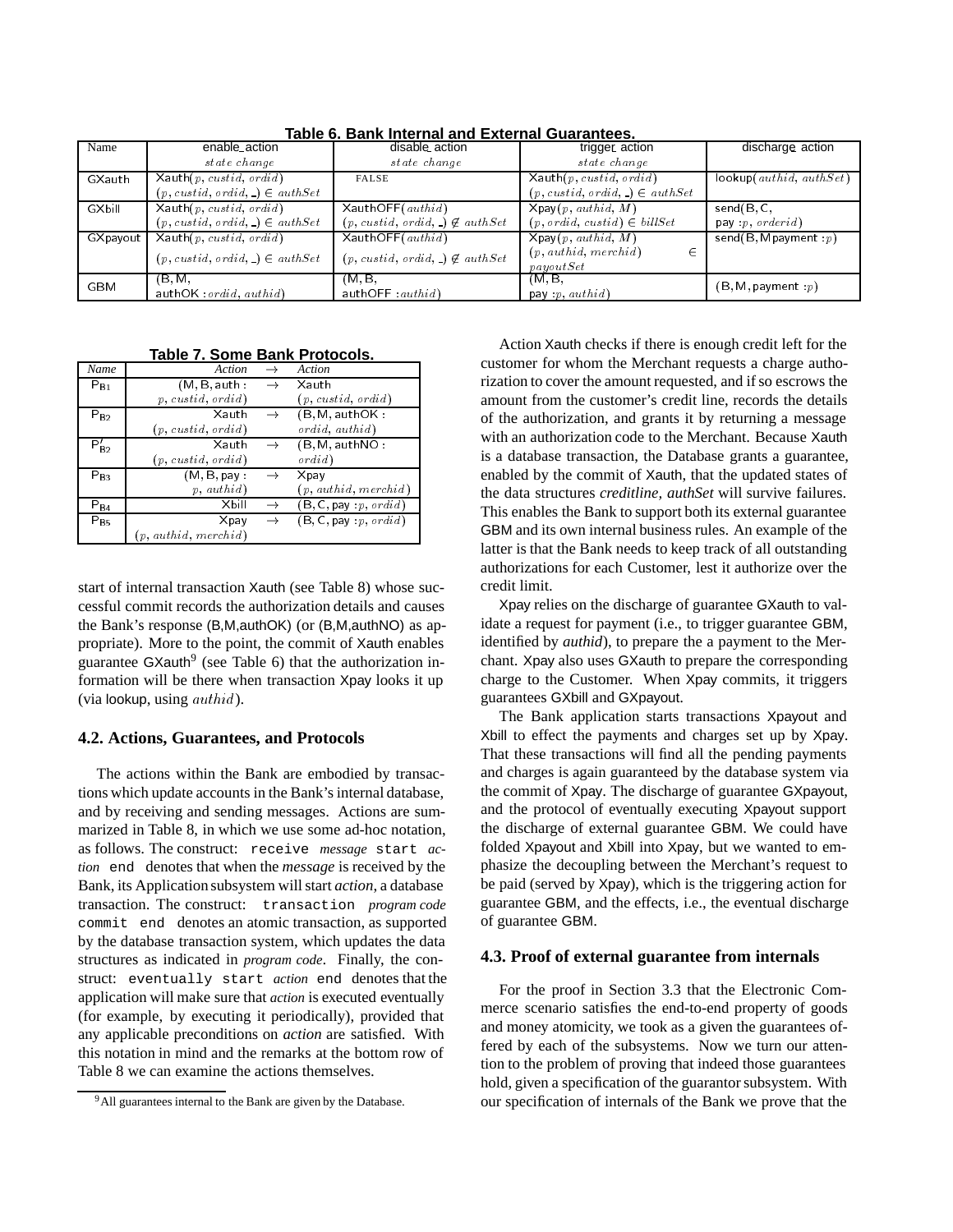**Table 6. Bank Internal and External Guarantees.**

| Name | enable_action<br>*state change* | disable_action<br>*state change* | trigger_action<br>*state change* | discharge_action |
|---|---|---|---|---|
| GXauth | Xauth($p, custid, ordid$)<br>$(p, custid, ordid, \_) \in authSet$ | FALSE | Xauth($p, custid, ordid$)<br>$(p, custid, ordid, \_) \in authSet$ | lookup($authid, authSet$) |
| GXbill | Xauth($p, custid, ordid$)<br>$(p, custid, ordid, \_) \in authSet$ | XauthOFF($authid$)<br>$(p, custid, ordid, \_) \notin authSet$ | Xpay($p, authid, M$)<br>$(p, ordid, custid) \in billSet$ | send(B, C,<br>pay :$p, orderid$) |
| GXpayout | Xauth($p, custid, ordid$)<br>$(p, custid, ordid, \_) \in authSet$ | XauthOFF($authid$)<br>$(p, custid, ordid, \_) \notin authSet$ | Xpay($p, authid, M$)<br>$(p, authid, merchid) \in payoutSet$ | send(B, M payment :$p$) |
| GBM | (B, M,<br>authOK :$ordid, authid$) | (M, B,<br>authOFF :$authid$) | (M, B,<br>pay :$p, authid$) | (B, M, payment :$p$) |

**Table 7. Some Bank Protocols.**

| *Name* | *Action* | $\rightarrow$ | *Action* |
|---|---|---|---|
| $P_{B1}$ | (M, B, auth :<br>$p, custid, ordid$) | $\rightarrow$ | Xauth<br>$(p, custid, ordid)$ |
| $P_{B2}$ | Xauth<br>$(p, custid, ordid)$ | $\rightarrow$ | (B, M, authOK :<br>$ordid, authid$) |
| $P'_{B2}$ | Xauth<br>$(p, custid, ordid)$ | $\rightarrow$ | (B, M, authNO :<br>$ordid$) |
| $P_{B3}$ | (M, B, pay :<br>$p, authid$) | $\rightarrow$ | Xpay<br>$(p, authid, merchid)$ |
| $P_{B4}$ | Xbill | $\rightarrow$ | (B, C, pay :$p, ordid$) |
| $P_{B5}$ | Xpay<br>$(p, authid, merchid)$ | $\rightarrow$ | (B, C, pay :$p, ordid$) |

start of internal transaction Xauth (see Table 8) whose successful commit records the authorization details and causes the Bank's response (B,M,authOK) (or (B,M,authNO) as appropriate). More to the point, the commit of Xauth enables guarantee GXauth[9] (see Table 6) that the authorization information will be there when transaction Xpay looks it up (via lookup, using $authid$).

### 4.2. Actions, Guarantees, and Protocols

The actions within the Bank are embodied by transactions which update accounts in the Bank's internal database, and by receiving and sending messages. Actions are summarized in Table 8, in which we use some ad-hoc notation, as follows. The construct: `receive` *message* `start` *action* `end` denotes that when the *message* is received by the Bank, its Application subsystem will start *action*, a database transaction. The construct: `transaction` *program code* `commit end` denotes an atomic transaction, as supported by the database transaction system, which updates the data structures as indicated in *program code*. Finally, the construct: `eventually start` *action* `end` denotes that the application will make sure that *action* is executed eventually (for example, by executing it periodically), provided that any applicable preconditions on *action* are satisfied. With this notation in mind and the remarks at the bottom row of Table 8 we can examine the actions themselves.

[9] All guarantees internal to the Bank are given by the Database.

Action Xauth checks if there is enough credit left for the customer for whom the Merchant requests a charge authorization to cover the amount requested, and if so escrows the amount from the customer's credit line, records the details of the authorization, and grants it by returning a message with an authorization code to the Merchant. Because Xauth is a database transaction, the Database grants a guarantee, enabled by the commit of Xauth, that the updated states of the data structures *creditline, authSet* will survive failures. This enables the Bank to support both its external guarantee GBM and its own internal business rules. An example of the latter is that the Bank needs to keep track of all outstanding authorizations for each Customer, lest it authorize over the credit limit.

Xpay relies on the discharge of guarantee GXauth to validate a request for payment (i.e., to trigger guarantee GBM, identified by *authid*), to prepare the a payment to the Merchant. Xpay also uses GXauth to prepare the corresponding charge to the Customer. When Xpay commits, it triggers guarantees GXbill and GXpayout.

The Bank application starts transactions Xpayout and Xbill to effect the payments and charges set up by Xpay. That these transactions will find all the pending payments and charges is again guaranteed by the database system via the commit of Xpay. The discharge of guarantee GXpayout, and the protocol of eventually executing Xpayout support the discharge of external guarantee GBM. We could have folded Xpayout and Xbill into Xpay, but we wanted to emphasize the decoupling between the Merchant's request to be paid (served by Xpay), which is the triggering action for guarantee GBM, and the effects, i.e., the eventual discharge of guarantee GBM.

### 4.3. Proof of external guarantee from internals

For the proof in Section 3.3 that the Electronic Commerce scenario satisfies the end-to-end property of goods and money atomicity, we took as a given the guarantees offered by each of the subsystems. Now we turn our attention to the problem of proving that indeed those guarantees hold, given a specification of the guarantor subsystem. With our specification of internals of the Bank we prove that the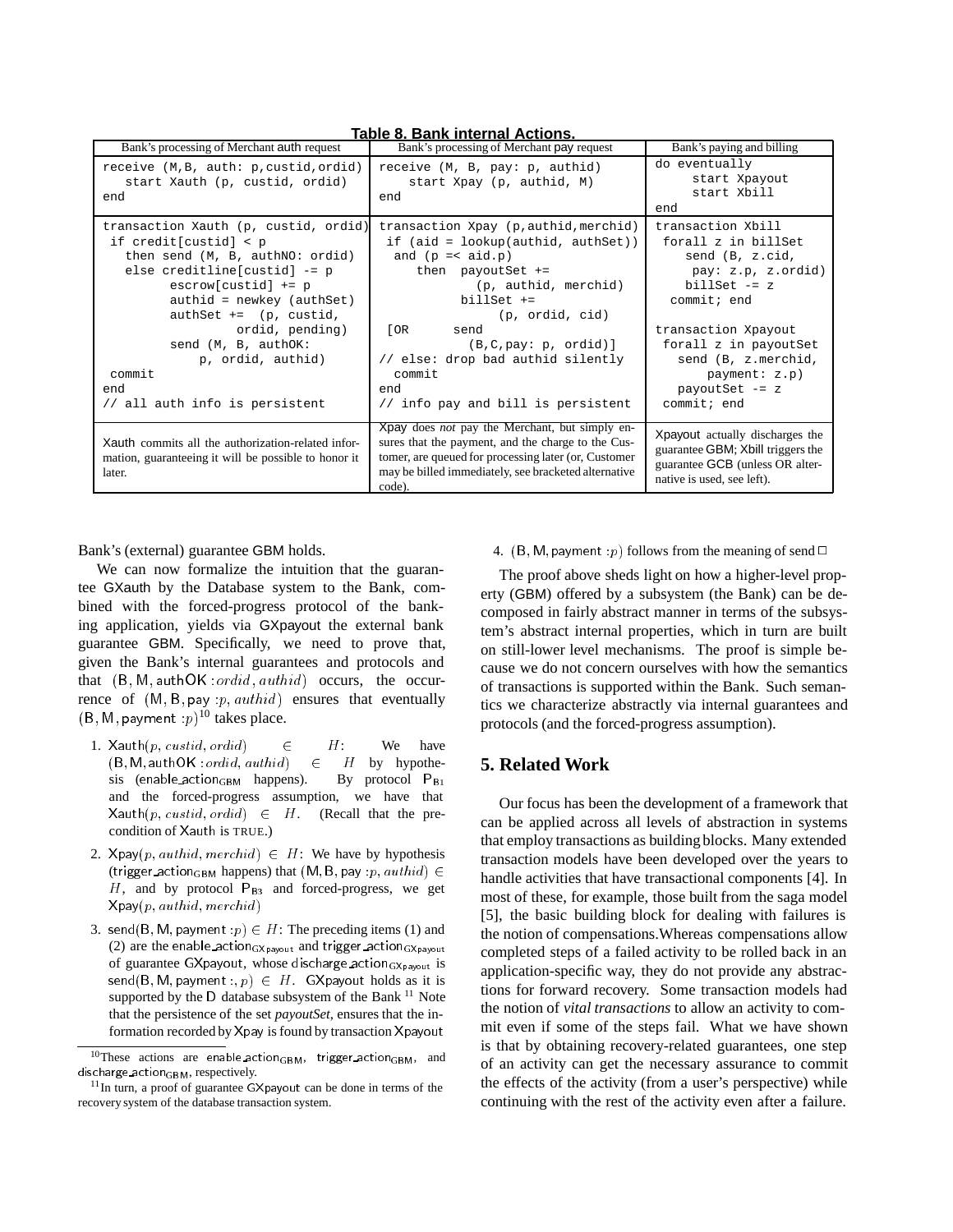**Table 8. Bank internal Actions.**

| Bank's processing of Merchant auth request | Bank's processing of Merchant pay request | Bank's paying and billing |
|---|---|---|
| `receive (M,B, auth: p,custid,ordid)`<br>`   start Xauth (p, custid, ordid)`<br>`end` | `receive (M, B, pay: p, authid)`<br>`   start Xpay (p, authid, M)`<br>`end` | `do eventually`<br>`   start Xpayout`<br>`   start Xbill`<br>`end` |
| `transaction Xauth (p, custid, ordid)`<br>` if credit[custid] < p`<br>`   then send (M, B, authNO: ordid)`<br>`   else creditline[custid] -= p`<br>`        escrow[custid] += p`<br>`        authid = newkey (authSet)`<br>`        authSet +=  (p, custid,`<br>`                  ordid, pending)`<br>`        send (M, B, authOK:`<br>`           p, ordid, authid)`<br>` commit`<br>`end`<br>`// all auth info is persistent` | `transaction Xpay (p,authid,merchid)`<br>` if (aid = lookup(authid, authSet))`<br>`  and (p =< aid.p)`<br>`     then  payoutSet +=`<br>`              (p, authid, merchid)`<br>`           billSet +=`<br>`              (p, ordid, cid)`<br>` [OR      send`<br>`              (B,C,pay: p, ordid)]`<br>`// else: drop bad authid silently`<br>`  commit`<br>`end`<br>`// info pay and bill is persistent` | `transaction Xbill`<br>` forall z in billSet`<br>`   send (B, z.cid,`<br>`     pay: z.p, z.ordid)`<br>`   billSet -= z`<br>`  commit; end`<br><br>`transaction Xpayout`<br>` forall z in payoutSet`<br>`   send (B, z.merchid,`<br>`      payment: z.p)`<br>`   payoutSet -= z`<br>` commit; end` |
| Xauth commits all the authorization-related information, guaranteeing it will be possible to honor it later. | Xpay does *not* pay the Merchant, but simply ensures that the payment, and the charge to the Customer, are queued for processing later (or, Customer may be billed immediately, see bracketed alternative code). | Xpayout actually discharges the guarantee GBM; Xbill triggers the guarantee GCB (unless OR alternative is used, see left). |

Bank's (external) guarantee GBM holds.

We can now formalize the intuition that the guarantee GXauth by the Database system to the Bank, combined with the forced-progress protocol of the banking application, yields via GXpayout the external bank guarantee GBM. Specifically, we need to prove that, given the Bank's internal guarantees and protocols and that $(\mathsf{B}, \mathsf{M}, \mathsf{authOK} : ordid, authid)$ occurs, the occurrence of $(\mathsf{M}, \mathsf{B}, \mathsf{pay} : p, authid)$ ensures that eventually $(\mathsf{B}, \mathsf{M}, \mathsf{payment} : p)$[10] takes place.

1. $\mathsf{Xauth}(p, custid, ordid) \in H$: We have $(\mathsf{B}, \mathsf{M}, \mathsf{authOK} : ordid, authid) \in H$ by hypothesis (enable_action$_{\mathsf{GBM}}$ happens). By protocol $\mathsf{P}_{\mathsf{B1}}$ and the forced-progress assumption, we have that $\mathsf{Xauth}(p, custid, ordid) \in H$. (Recall that the precondition of Xauth is TRUE.)
2. $\mathsf{Xpay}(p, authid, merchid) \in H$: We have by hypothesis (trigger_action$_{\mathsf{GBM}}$ happens) that $(\mathsf{M}, \mathsf{B}, \mathsf{pay} : p, authid) \in H$, and by protocol $\mathsf{P}_{\mathsf{B3}}$ and forced-progress, we get $\mathsf{Xpay}(p, authid, merchid)$
3. $\mathsf{send}(\mathsf{B}, \mathsf{M}, \mathsf{payment} : p) \in H$: The preceding items (1) and (2) are the enable_action$_{\mathsf{GXpayout}}$ and trigger_action$_{\mathsf{GXpayout}}$ of guarantee GXpayout, whose discharge_action$_{\mathsf{GXpayout}}$ is $\mathsf{send}(\mathsf{B}, \mathsf{M}, \mathsf{payment} :, p) \in H$. GXpayout holds as it is supported by the D database subsystem of the Bank [11] Note that the persistence of the set *payoutSet*, ensures that the information recorded by Xpay is found by transaction Xpayout
4. $(\mathsf{B}, \mathsf{M}, \mathsf{payment} : p)$ follows from the meaning of send □

The proof above sheds light on how a higher-level property (GBM) offered by a subsystem (the Bank) can be decomposed in fairly abstract manner in terms of the subsystem's abstract internal properties, which in turn are built on still-lower level mechanisms. The proof is simple because we do not concern ourselves with how the semantics of transactions is supported within the Bank. Such semantics we characterize abstractly via internal guarantees and protocols (and the forced-progress assumption).

## 5. Related Work

Our focus has been the development of a framework that can be applied across all levels of abstraction in systems that employ transactions as building blocks. Many extended transaction models have been developed over the years to handle activities that have transactional components [4]. In most of these, for example, those built from the saga model [5], the basic building block for dealing with failures is the notion of compensations.Whereas compensations allow completed steps of a failed activity to be rolled back in an application-specific way, they do not provide any abstractions for forward recovery. Some transaction models had the notion of *vital transactions* to allow an activity to commit even if some of the steps fail. What we have shown is that by obtaining recovery-related guarantees, one step of an activity can get the necessary assurance to commit the effects of the activity (from a user's perspective) while continuing with the rest of the activity even after a failure.

[10] These actions are enable_action$_{\mathsf{GBM}}$, trigger_action$_{\mathsf{GBM}}$, and discharge_action$_{\mathsf{GBM}}$, respectively.

[11] In turn, a proof of guarantee GXpayout can be done in terms of the recovery system of the database transaction system.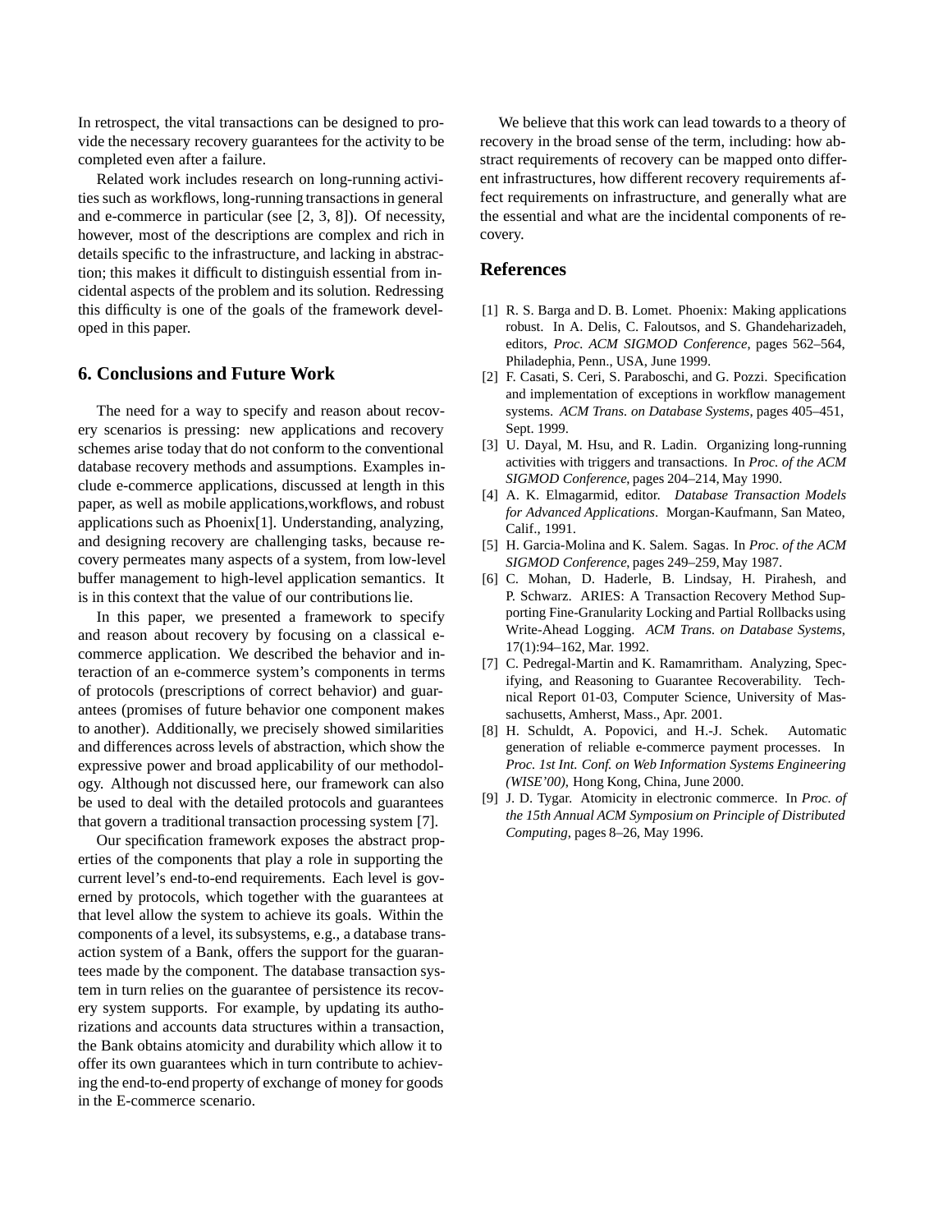In retrospect, the vital transactions can be designed to provide the necessary recovery guarantees for the activity to be completed even after a failure.

Related work includes research on long-running activities such as workflows, long-running transactions in general and e-commerce in particular (see [2, 3, 8]). Of necessity, however, most of the descriptions are complex and rich in details specific to the infrastructure, and lacking in abstraction; this makes it difficult to distinguish essential from incidental aspects of the problem and its solution. Redressing this difficulty is one of the goals of the framework developed in this paper.

## 6. Conclusions and Future Work

The need for a way to specify and reason about recovery scenarios is pressing: new applications and recovery schemes arise today that do not conform to the conventional database recovery methods and assumptions. Examples include e-commerce applications, discussed at length in this paper, as well as mobile applications,workflows, and robust applications such as Phoenix[1]. Understanding, analyzing, and designing recovery are challenging tasks, because recovery permeates many aspects of a system, from low-level buffer management to high-level application semantics. It is in this context that the value of our contributions lie.

In this paper, we presented a framework to specify and reason about recovery by focusing on a classical e-commerce application. We described the behavior and interaction of an e-commerce system's components in terms of protocols (prescriptions of correct behavior) and guarantees (promises of future behavior one component makes to another). Additionally, we precisely showed similarities and differences across levels of abstraction, which show the expressive power and broad applicability of our methodology. Although not discussed here, our framework can also be used to deal with the detailed protocols and guarantees that govern a traditional transaction processing system [7].

Our specification framework exposes the abstract properties of the components that play a role in supporting the current level's end-to-end requirements. Each level is governed by protocols, which together with the guarantees at that level allow the system to achieve its goals. Within the components of a level, its subsystems, e.g., a database transaction system of a Bank, offers the support for the guarantees made by the component. The database transaction system in turn relies on the guarantee of persistence its recovery system supports. For example, by updating its authorizations and accounts data structures within a transaction, the Bank obtains atomicity and durability which allow it to offer its own guarantees which in turn contribute to achieving the end-to-end property of exchange of money for goods in the E-commerce scenario.

We believe that this work can lead towards to a theory of recovery in the broad sense of the term, including: how abstract requirements of recovery can be mapped onto different infrastructures, how different recovery requirements affect requirements on infrastructure, and generally what are the essential and what are the incidental components of recovery.

## References

[1] R. S. Barga and D. B. Lomet. Phoenix: Making applications robust. In A. Delis, C. Faloutsos, and S. Ghandeharizadeh, editors, *Proc. ACM SIGMOD Conference*, pages 562–564, Philadephia, Penn., USA, June 1999.

[2] F. Casati, S. Ceri, S. Paraboschi, and G. Pozzi. Specification and implementation of exceptions in workflow management systems. *ACM Trans. on Database Systems*, pages 405–451, Sept. 1999.

[3] U. Dayal, M. Hsu, and R. Ladin. Organizing long-running activities with triggers and transactions. In *Proc. of the ACM SIGMOD Conference*, pages 204–214, May 1990.

[4] A. K. Elmagarmid, editor. *Database Transaction Models for Advanced Applications*. Morgan-Kaufmann, San Mateo, Calif., 1991.

[5] H. Garcia-Molina and K. Salem. Sagas. In *Proc. of the ACM SIGMOD Conference*, pages 249–259, May 1987.

[6] C. Mohan, D. Haderle, B. Lindsay, H. Pirahesh, and P. Schwarz. ARIES: A Transaction Recovery Method Supporting Fine-Granularity Locking and Partial Rollbacks using Write-Ahead Logging. *ACM Trans. on Database Systems*, 17(1):94–162, Mar. 1992.

[7] C. Pedregal-Martin and K. Ramamritham. Analyzing, Specifying, and Reasoning to Guarantee Recoverability. Technical Report 01-03, Computer Science, University of Massachusetts, Amherst, Mass., Apr. 2001.

[8] H. Schuldt, A. Popovici, and H.-J. Schek. Automatic generation of reliable e-commerce payment processes. In *Proc. 1st Int. Conf. on Web Information Systems Engineering (WISE'00)*, Hong Kong, China, June 2000.

[9] J. D. Tygar. Atomicity in electronic commerce. In *Proc. of the 15th Annual ACM Symposium on Principle of Distributed Computing*, pages 8–26, May 1996.